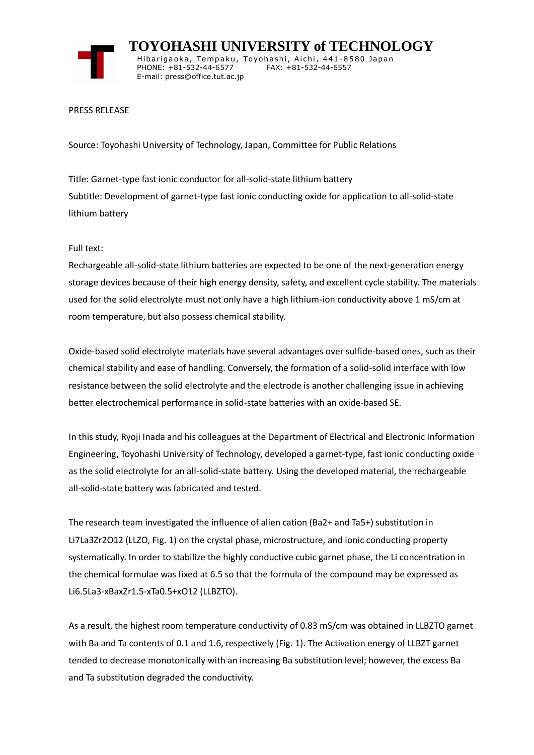# TOYOHASHI UNIVERSITY of TECHNOLOGY

Hibarigaoka, Tempaku, Toyohashi, Aichi, 441-8580 Japan
PHONE: +81-532-44-6577 FAX: +81-532-44-6557
E-mail: press@office.tut.ac.jp

PRESS RELEASE

Source: Toyohashi University of Technology, Japan, Committee for Public Relations

Title: Garnet-type fast ionic conductor for all-solid-state lithium battery
Subtitle: Development of garnet-type fast ionic conducting oxide for application to all-solid-state lithium battery

Full text:
Rechargeable all-solid-state lithium batteries are expected to be one of the next-generation energy storage devices because of their high energy density, safety, and excellent cycle stability. The materials used for the solid electrolyte must not only have a high lithium-ion conductivity above 1 mS/cm at room temperature, but also possess chemical stability.

Oxide-based solid electrolyte materials have several advantages over sulfide-based ones, such as their chemical stability and ease of handling. Conversely, the formation of a solid-solid interface with low resistance between the solid electrolyte and the electrode is another challenging issue in achieving better electrochemical performance in solid-state batteries with an oxide-based SE.

In this study, Ryoji Inada and his colleagues at the Department of Electrical and Electronic Information Engineering, Toyohashi University of Technology, developed a garnet-type, fast ionic conducting oxide as the solid electrolyte for an all-solid-state battery. Using the developed material, the rechargeable all-solid-state battery was fabricated and tested.

The research team investigated the influence of alien cation ($Ba^{2+}$ and $Ta^{5+}$) substitution in $Li_7La_3Zr_2O_{12}$ (LLZO, Fig. 1) on the crystal phase, microstructure, and ionic conducting property systematically. In order to stabilize the highly conductive cubic garnet phase, the Li concentration in the chemical formulae was fixed at 6.5 so that the formula of the compound may be expressed as $Li_{6.5}La_{3-x}Ba_xZr_{1.5-x}Ta_{0.5+x}O_{12}$ (LLBZTO).

As a result, the highest room temperature conductivity of 0.83 mS/cm was obtained in LLBZTO garnet with Ba and Ta contents of 0.1 and 1.6, respectively (Fig. 1). The Activation energy of LLBZT garnet tended to decrease monotonically with an increasing Ba substitution level; however, the excess Ba and Ta substitution degraded the conductivity.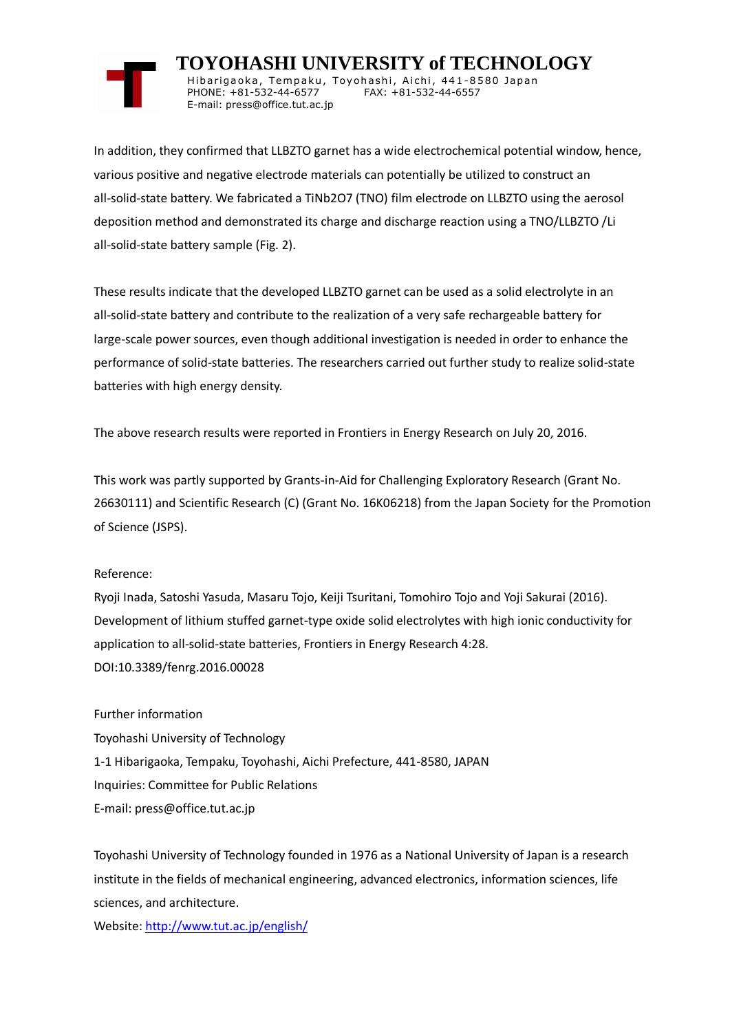In addition, they confirmed that LLBZTO garnet has a wide electrochemical potential window, hence, various positive and negative electrode materials can potentially be utilized to construct an all-solid-state battery. We fabricated a $TiNb_2O_7$ (TNO) film electrode on LLBZTO using the aerosol deposition method and demonstrated its charge and discharge reaction using a TNO/LLBZTO /Li all-solid-state battery sample (Fig. 2).

These results indicate that the developed LLBZTO garnet can be used as a solid electrolyte in an all-solid-state battery and contribute to the realization of a very safe rechargeable battery for large-scale power sources, even though additional investigation is needed in order to enhance the performance of solid-state batteries. The researchers carried out further study to realize solid-state batteries with high energy density.

The above research results were reported in Frontiers in Energy Research on July 20, 2016.

This work was partly supported by Grants-in-Aid for Challenging Exploratory Research (Grant No. 26630111) and Scientific Research (C) (Grant No. 16K06218) from the Japan Society for the Promotion of Science (JSPS).

Reference:

Ryoji Inada, Satoshi Yasuda, Masaru Tojo, Keiji Tsuritani, Tomohiro Tojo and Yoji Sakurai (2016). Development of lithium stuffed garnet-type oxide solid electrolytes with high ionic conductivity for application to all-solid-state batteries, Frontiers in Energy Research 4:28.
DOI:10.3389/fenrg.2016.00028

Further information

Toyohashi University of Technology
1-1 Hibarigaoka, Tempaku, Toyohashi, Aichi Prefecture, 441-8580, JAPAN
Inquiries: Committee for Public Relations
E-mail: press@office.tut.ac.jp

Toyohashi University of Technology founded in 1976 as a National University of Japan is a research institute in the fields of mechanical engineering, advanced electronics, information sciences, life sciences, and architecture.
Website: http://www.tut.ac.jp/english/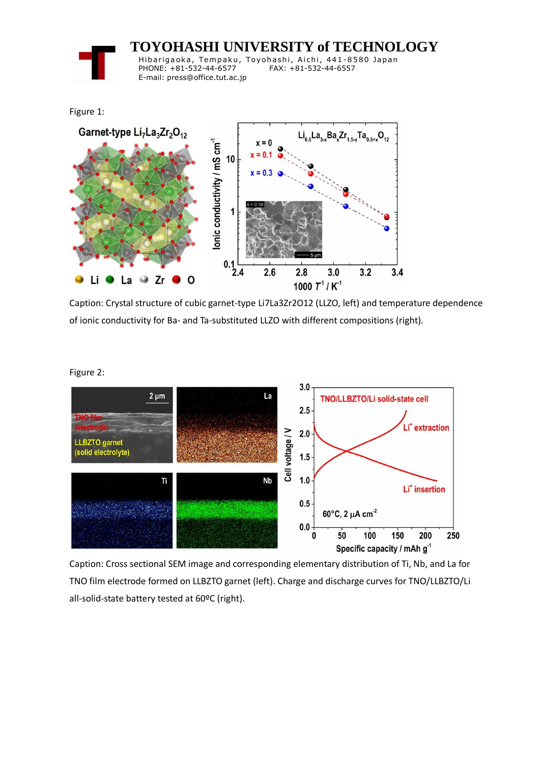Figure 1:

Caption: Crystal structure of cubic garnet-type Li7La3Zr2O12 (LLZO, left) and temperature dependence of ionic conductivity for Ba- and Ta-substituted LLZO with different compositions (right).

Figure 2:

Caption: Cross sectional SEM image and corresponding elementary distribution of Ti, Nb, and La for TNO film electrode formed on LLBZTO garnet (left). Charge and discharge curves for TNO/LLBZTO/Li all-solid-state battery tested at 60ºC (right).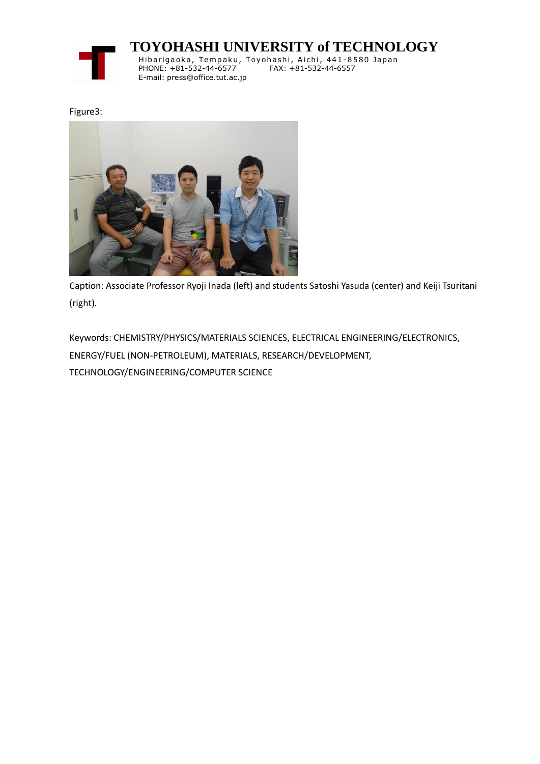Figure3:

Caption: Associate Professor Ryoji Inada (left) and students Satoshi Yasuda (center) and Keiji Tsuritani (right).

Keywords: CHEMISTRY/PHYSICS/MATERIALS SCIENCES, ELECTRICAL ENGINEERING/ELECTRONICS, ENERGY/FUEL (NON-PETROLEUM), MATERIALS, RESEARCH/DEVELOPMENT, TECHNOLOGY/ENGINEERING/COMPUTER SCIENCE